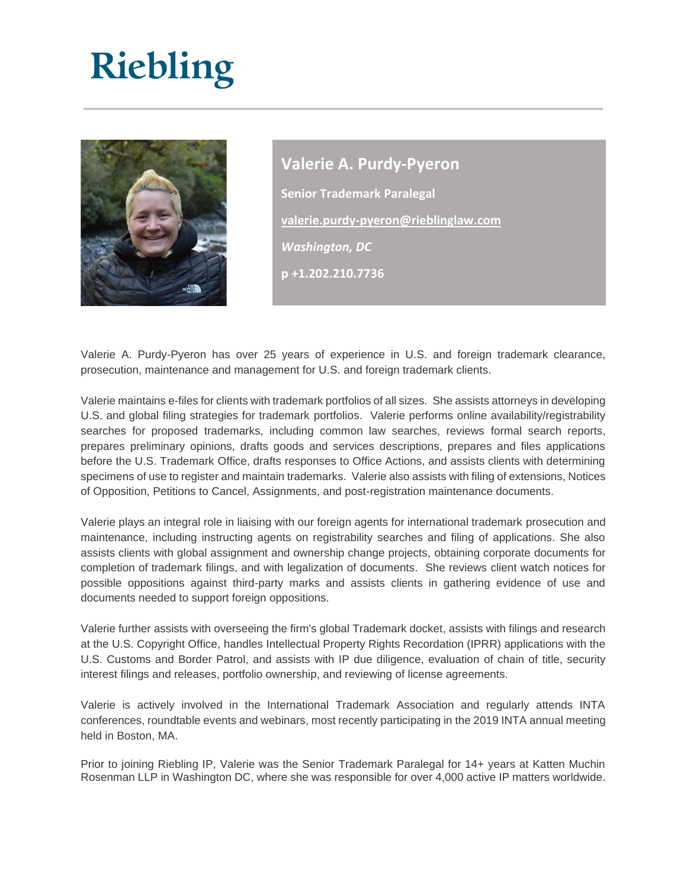# Riebling

## Valerie A. Purdy-Pyeron

**Senior Trademark Paralegal**

**valerie.purdy-pyeron@rieblinglaw.com**

***Washington, DC***

**p +1.202.210.7736**

Valerie A. Purdy-Pyeron has over 25 years of experience in U.S. and foreign trademark clearance, prosecution, maintenance and management for U.S. and foreign trademark clients.

Valerie maintains e-files for clients with trademark portfolios of all sizes. She assists attorneys in developing U.S. and global filing strategies for trademark portfolios. Valerie performs online availability/registrability searches for proposed trademarks, including common law searches, reviews formal search reports, prepares preliminary opinions, drafts goods and services descriptions, prepares and files applications before the U.S. Trademark Office, drafts responses to Office Actions, and assists clients with determining specimens of use to register and maintain trademarks. Valerie also assists with filing of extensions, Notices of Opposition, Petitions to Cancel, Assignments, and post-registration maintenance documents.

Valerie plays an integral role in liaising with our foreign agents for international trademark prosecution and maintenance, including instructing agents on registrability searches and filing of applications. She also assists clients with global assignment and ownership change projects, obtaining corporate documents for completion of trademark filings, and with legalization of documents. She reviews client watch notices for possible oppositions against third-party marks and assists clients in gathering evidence of use and documents needed to support foreign oppositions.

Valerie further assists with overseeing the firm's global Trademark docket, assists with filings and research at the U.S. Copyright Office, handles Intellectual Property Rights Recordation (IPRR) applications with the U.S. Customs and Border Patrol, and assists with IP due diligence, evaluation of chain of title, security interest filings and releases, portfolio ownership, and reviewing of license agreements.

Valerie is actively involved in the International Trademark Association and regularly attends INTA conferences, roundtable events and webinars, most recently participating in the 2019 INTA annual meeting held in Boston, MA.

Prior to joining Riebling IP, Valerie was the Senior Trademark Paralegal for 14+ years at Katten Muchin Rosenman LLP in Washington DC, where she was responsible for over 4,000 active IP matters worldwide.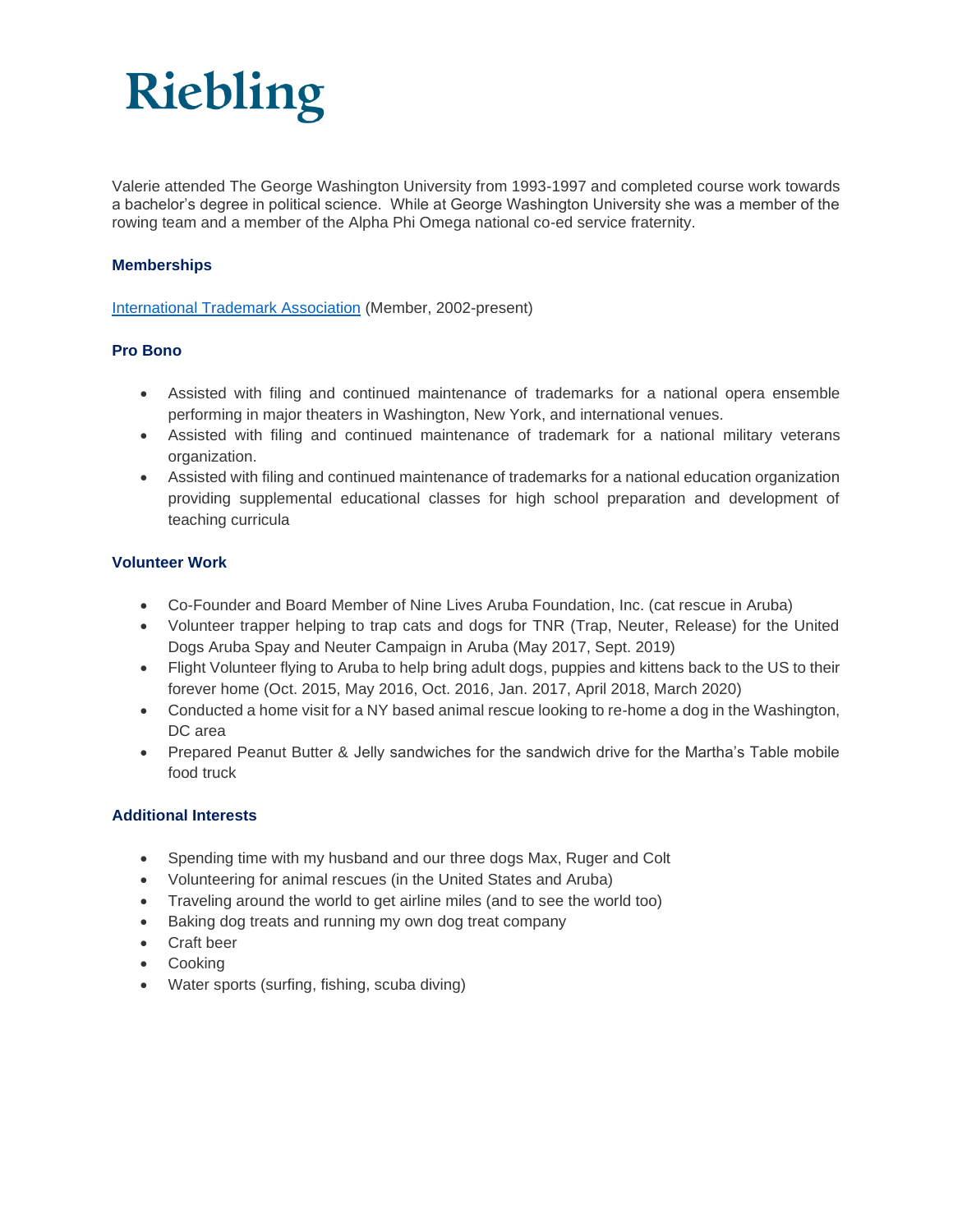Valerie attended The George Washington University from 1993-1997 and completed course work towards a bachelor's degree in political science. While at George Washington University she was a member of the rowing team and a member of the Alpha Phi Omega national co-ed service fraternity.

### Memberships

International Trademark Association (Member, 2002-present)

### Pro Bono

- Assisted with filing and continued maintenance of trademarks for a national opera ensemble performing in major theaters in Washington, New York, and international venues.
- Assisted with filing and continued maintenance of trademark for a national military veterans organization.
- Assisted with filing and continued maintenance of trademarks for a national education organization providing supplemental educational classes for high school preparation and development of teaching curricula

### Volunteer Work

- Co-Founder and Board Member of Nine Lives Aruba Foundation, Inc. (cat rescue in Aruba)
- Volunteer trapper helping to trap cats and dogs for TNR (Trap, Neuter, Release) for the United Dogs Aruba Spay and Neuter Campaign in Aruba (May 2017, Sept. 2019)
- Flight Volunteer flying to Aruba to help bring adult dogs, puppies and kittens back to the US to their forever home (Oct. 2015, May 2016, Oct. 2016, Jan. 2017, April 2018, March 2020)
- Conducted a home visit for a NY based animal rescue looking to re-home a dog in the Washington, DC area
- Prepared Peanut Butter & Jelly sandwiches for the sandwich drive for the Martha's Table mobile food truck

### Additional Interests

- Spending time with my husband and our three dogs Max, Ruger and Colt
- Volunteering for animal rescues (in the United States and Aruba)
- Traveling around the world to get airline miles (and to see the world too)
- Baking dog treats and running my own dog treat company
- Craft beer
- Cooking
- Water sports (surfing, fishing, scuba diving)